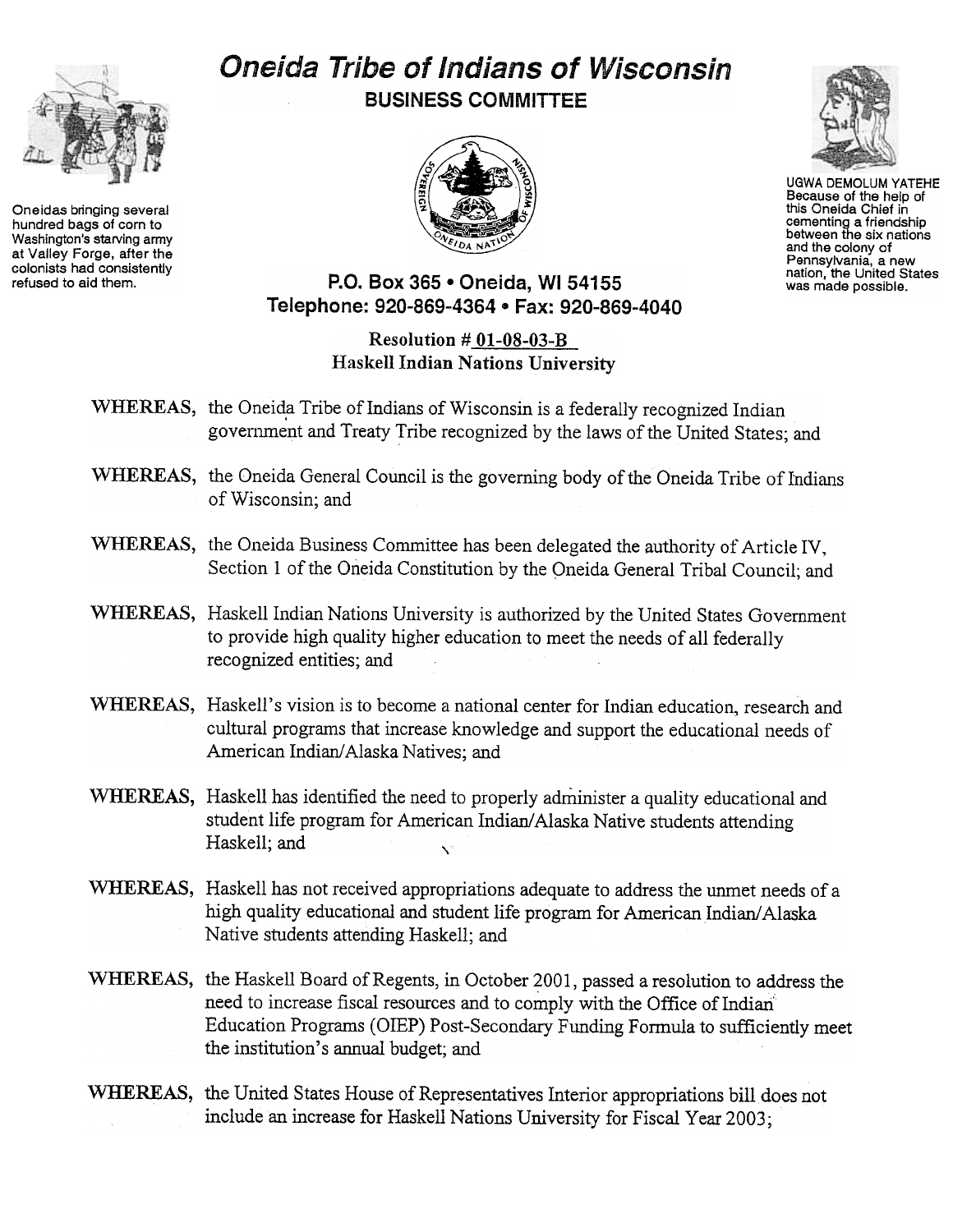# Oneida Tribe of Indians of Wisconsin

## BUSINESS COMMITTEE

Oneidas bringing several hundred bags of corn to Washington's starving army at Valley Forge, after the colonists had consistently refused to aid them.

UGWA DEMOLUM YATEHE
Because of the help of this Oneida Chief in cementing a friendship between the six nations and the colony of Pennsylvania, a new nation, the United States was made possible.

**P.O. Box 365 • Oneida, WI 54155**
**Telephone: 920-869-4364 • Fax: 920-869-4040**

**Resolution # 01-08-03-B**
**Haskell Indian Nations University**

**WHEREAS,** the Oneida Tribe of Indians of Wisconsin is a federally recognized Indian government and Treaty Tribe recognized by the laws of the United States; and

**WHEREAS,** the Oneida General Council is the governing body of the Oneida Tribe of Indians of Wisconsin; and

**WHEREAS,** the Oneida Business Committee has been delegated the authority of Article IV, Section 1 of the Oneida Constitution by the Oneida General Tribal Council; and

**WHEREAS,** Haskell Indian Nations University is authorized by the United States Government to provide high quality higher education to meet the needs of all federally recognized entities; and

**WHEREAS,** Haskell's vision is to become a national center for Indian education, research and cultural programs that increase knowledge and support the educational needs of American Indian/Alaska Natives; and

**WHEREAS,** Haskell has identified the need to properly administer a quality educational and student life program for American Indian/Alaska Native students attending Haskell; and

**WHEREAS,** Haskell has not received appropriations adequate to address the unmet needs of a high quality educational and student life program for American Indian/Alaska Native students attending Haskell; and

**WHEREAS,** the Haskell Board of Regents, in October 2001, passed a resolution to address the need to increase fiscal resources and to comply with the Office of Indian Education Programs (OIEP) Post-Secondary Funding Formula to sufficiently meet the institution's annual budget; and

**WHEREAS,** the United States House of Representatives Interior appropriations bill does not include an increase for Haskell Nations University for Fiscal Year 2003;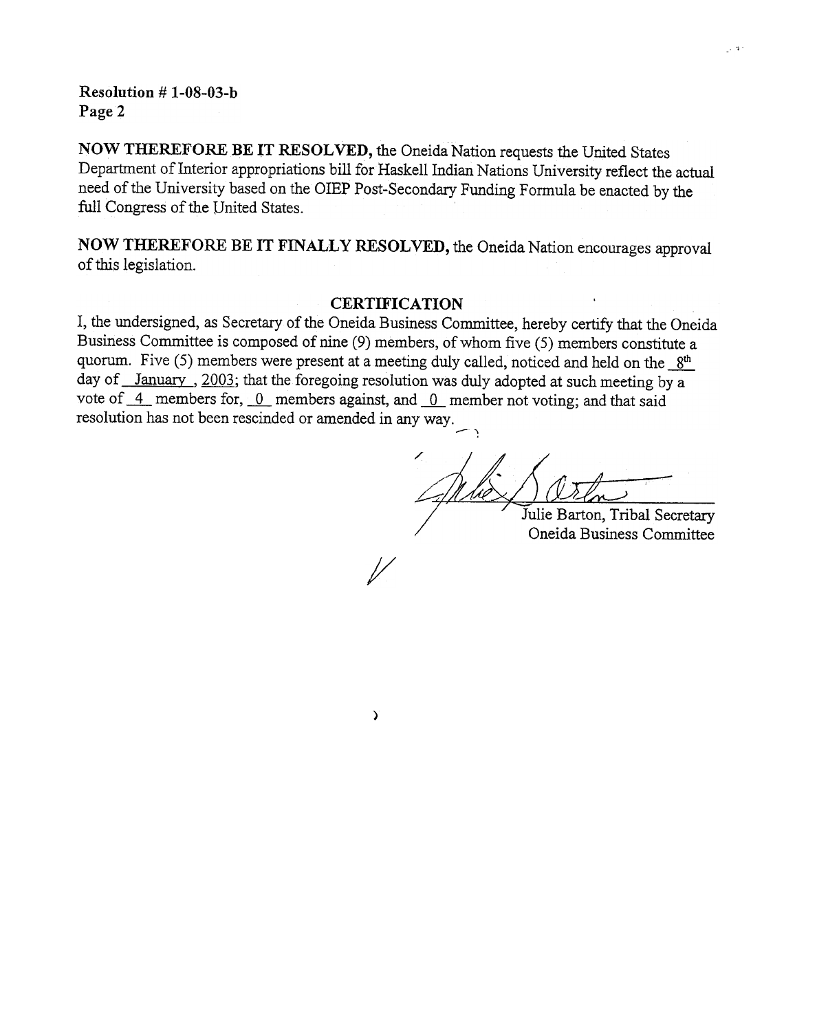**Resolution # 1-08-03-b**
**Page 2**

**NOW THEREFORE BE IT RESOLVED,** the Oneida Nation requests the United States Department of Interior appropriations bill for Haskell Indian Nations University reflect the actual need of the University based on the OIEP Post-Secondary Funding Formula be enacted by the full Congress of the United States.

**NOW THEREFORE BE IT FINALLY RESOLVED,** the Oneida Nation encourages approval of this legislation.

**CERTIFICATION**

I, the undersigned, as Secretary of the Oneida Business Committee, hereby certify that the Oneida Business Committee is composed of nine (9) members, of whom five (5) members constitute a quorum. Five (5) members were present at a meeting duly called, noticed and held on the 8th day of January, 2003; that the foregoing resolution was duly adopted at such meeting by a vote of 4 members for, 0 members against, and 0 member not voting; and that said resolution has not been rescinded or amended in any way.

Julie Barton, Tribal Secretary
Oneida Business Committee